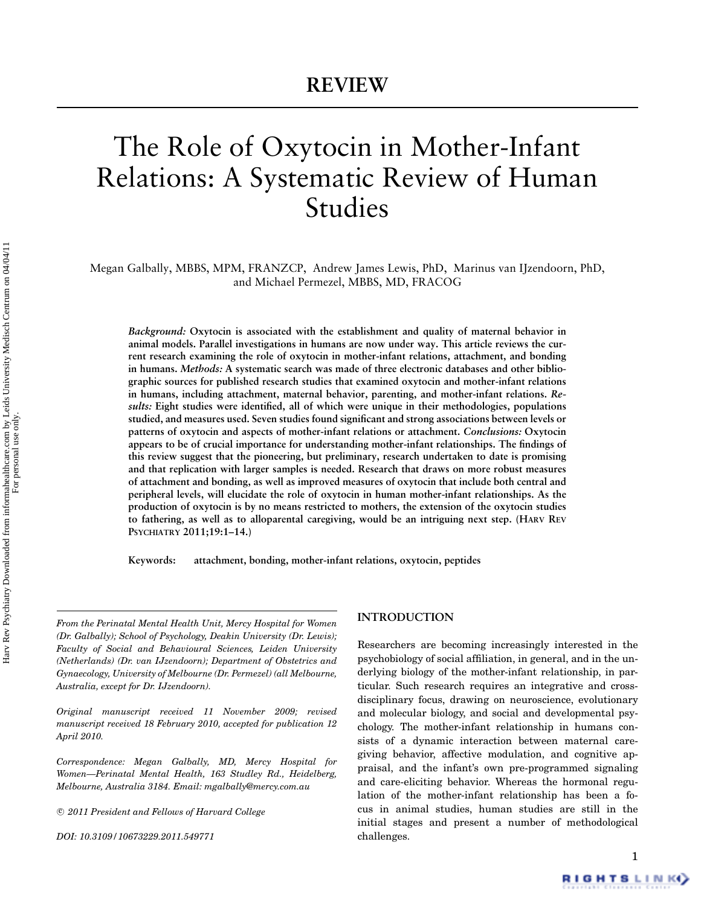**REVIEW**

# The Role of Oxytocin in Mother-Infant Relations: A Systematic Review of Human Studies

Megan Galbally, MBBS, MPM, FRANZCP, Andrew James Lewis, PhD, Marinus van IJzendoorn, PhD, and Michael Permezel, MBBS, MD, FRACOG

***Background:*** **Oxytocin is associated with the establishment and quality of maternal behavior in animal models. Parallel investigations in humans are now under way. This article reviews the current research examining the role of oxytocin in mother-infant relations, attachment, and bonding in humans.** ***Methods:*** **A systematic search was made of three electronic databases and other bibliographic sources for published research studies that examined oxytocin and mother-infant relations in humans, including attachment, maternal behavior, parenting, and mother-infant relations.** ***Results:*** **Eight studies were identified, all of which were unique in their methodologies, populations studied, and measures used. Seven studies found significant and strong associations between levels or patterns of oxytocin and aspects of mother-infant relations or attachment.** ***Conclusions:*** **Oxytocin appears to be of crucial importance for understanding mother-infant relationships. The findings of this review suggest that the pioneering, but preliminary, research undertaken to date is promising and that replication with larger samples is needed. Research that draws on more robust measures of attachment and bonding, as well as improved measures of oxytocin that include both central and peripheral levels, will elucidate the role of oxytocin in human mother-infant relationships. As the production of oxytocin is by no means restricted to mothers, the extension of the oxytocin studies to fathering, as well as to alloparental caregiving, would be an intriguing next step. (Harv Rev Psychiatry 2011;19:1–14.)**

**Keywords: attachment, bonding, mother-infant relations, oxytocin, peptides**

*From the Perinatal Mental Health Unit, Mercy Hospital for Women (Dr. Galbally); School of Psychology, Deakin University (Dr. Lewis); Faculty of Social and Behavioural Sciences, Leiden University (Netherlands) (Dr. van IJzendoorn); Department of Obstetrics and Gynaecology, University of Melbourne (Dr. Permezel) (all Melbourne, Australia, except for Dr. IJzendoorn).*

*Original manuscript received 11 November 2009; revised manuscript received 18 February 2010, accepted for publication 12 April 2010.*

*Correspondence: Megan Galbally, MD, Mercy Hospital for Women—Perinatal Mental Health, 163 Studley Rd., Heidelberg, Melbourne, Australia 3184. Email: mgalbally@mercy.com.au*

*© 2011 President and Fellows of Harvard College*

*DOI: 10.3109/10673229.2011.549771*

## INTRODUCTION

Researchers are becoming increasingly interested in the psychobiology of social affiliation, in general, and in the underlying biology of the mother-infant relationship, in particular. Such research requires an integrative and cross-disciplinary focus, drawing on neuroscience, evolutionary and molecular biology, and social and developmental psychology. The mother-infant relationship in humans consists of a dynamic interaction between maternal caregiving behavior, affective modulation, and cognitive appraisal, and the infant's own pre-programmed signaling and care-eliciting behavior. Whereas the hormonal regulation of the mother-infant relationship has been a focus in animal studies, human studies are still in the initial stages and present a number of methodological challenges.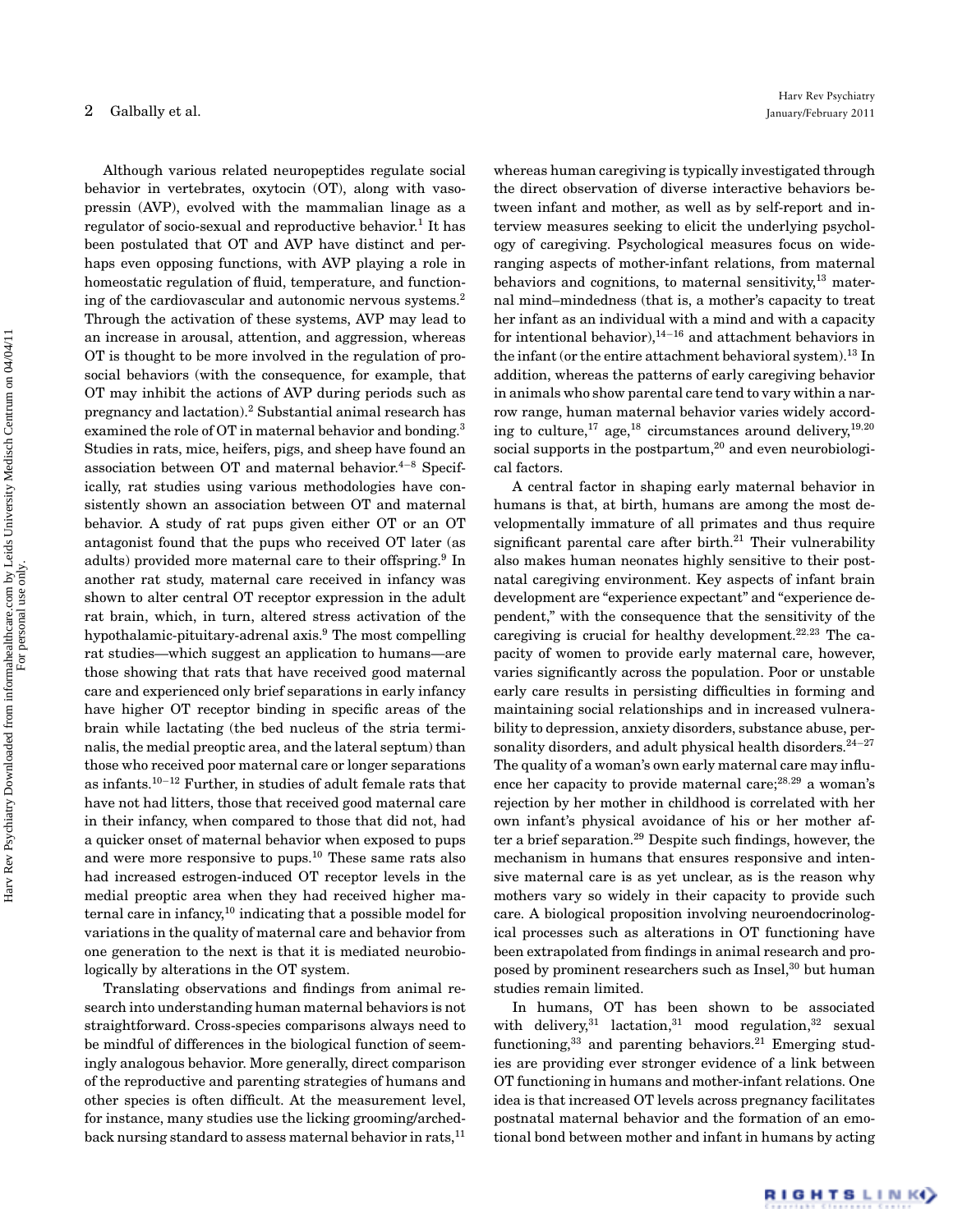Although various related neuropeptides regulate social behavior in vertebrates, oxytocin (OT), along with vasopressin (AVP), evolved with the mammalian linage as a regulator of socio-sexual and reproductive behavior.[1] It has been postulated that OT and AVP have distinct and perhaps even opposing functions, with AVP playing a role in homeostatic regulation of fluid, temperature, and functioning of the cardiovascular and autonomic nervous systems.[2] Through the activation of these systems, AVP may lead to an increase in arousal, attention, and aggression, whereas OT is thought to be more involved in the regulation of prosocial behaviors (with the consequence, for example, that OT may inhibit the actions of AVP during periods such as pregnancy and lactation).[2] Substantial animal research has examined the role of OT in maternal behavior and bonding.[3] Studies in rats, mice, heifers, pigs, and sheep have found an association between OT and maternal behavior.[4–8] Specifically, rat studies using various methodologies have consistently shown an association between OT and maternal behavior. A study of rat pups given either OT or an OT antagonist found that the pups who received OT later (as adults) provided more maternal care to their offspring.[9] In another rat study, maternal care received in infancy was shown to alter central OT receptor expression in the adult rat brain, which, in turn, altered stress activation of the hypothalamic-pituitary-adrenal axis.[9] The most compelling rat studies—which suggest an application to humans—are those showing that rats that have received good maternal care and experienced only brief separations in early infancy have higher OT receptor binding in specific areas of the brain while lactating (the bed nucleus of the stria terminalis, the medial preoptic area, and the lateral septum) than those who received poor maternal care or longer separations as infants.[10–12] Further, in studies of adult female rats that have not had litters, those that received good maternal care in their infancy, when compared to those that did not, had a quicker onset of maternal behavior when exposed to pups and were more responsive to pups.[10] These same rats also had increased estrogen-induced OT receptor levels in the medial preoptic area when they had received higher maternal care in infancy,[10] indicating that a possible model for variations in the quality of maternal care and behavior from one generation to the next is that it is mediated neurobiologically by alterations in the OT system.

Translating observations and findings from animal research into understanding human maternal behaviors is not straightforward. Cross-species comparisons always need to be mindful of differences in the biological function of seemingly analogous behavior. More generally, direct comparison of the reproductive and parenting strategies of humans and other species is often difficult. At the measurement level, for instance, many studies use the licking grooming/arched-back nursing standard to assess maternal behavior in rats,[11] whereas human caregiving is typically investigated through the direct observation of diverse interactive behaviors between infant and mother, as well as by self-report and interview measures seeking to elicit the underlying psychology of caregiving. Psychological measures focus on wide-ranging aspects of mother-infant relations, from maternal behaviors and cognitions, to maternal sensitivity,[13] maternal mind–mindedness (that is, a mother's capacity to treat her infant as an individual with a mind and with a capacity for intentional behavior),[14–16] and attachment behaviors in the infant (or the entire attachment behavioral system).[13] In addition, whereas the patterns of early caregiving behavior in animals who show parental care tend to vary within a narrow range, human maternal behavior varies widely according to culture,[17] age,[18] circumstances around delivery,[19,20] social supports in the postpartum,[20] and even neurobiological factors.

A central factor in shaping early maternal behavior in humans is that, at birth, humans are among the most developmentally immature of all primates and thus require significant parental care after birth.[21] Their vulnerability also makes human neonates highly sensitive to their postnatal caregiving environment. Key aspects of infant brain development are "experience expectant" and "experience dependent," with the consequence that the sensitivity of the caregiving is crucial for healthy development.[22,23] The capacity of women to provide early maternal care, however, varies significantly across the population. Poor or unstable early care results in persisting difficulties in forming and maintaining social relationships and in increased vulnerability to depression, anxiety disorders, substance abuse, personality disorders, and adult physical health disorders.[24–27] The quality of a woman's own early maternal care may influence her capacity to provide maternal care;[28,29] a woman's rejection by her mother in childhood is correlated with her own infant's physical avoidance of his or her mother after a brief separation.[29] Despite such findings, however, the mechanism in humans that ensures responsive and intensive maternal care is as yet unclear, as is the reason why mothers vary so widely in their capacity to provide such care. A biological proposition involving neuroendocrinological processes such as alterations in OT functioning have been extrapolated from findings in animal research and proposed by prominent researchers such as Insel,[30] but human studies remain limited.

In humans, OT has been shown to be associated with delivery,[31] lactation,[31] mood regulation,[32] sexual functioning,[33] and parenting behaviors.[21] Emerging studies are providing ever stronger evidence of a link between OT functioning in humans and mother-infant relations. One idea is that increased OT levels across pregnancy facilitates postnatal maternal behavior and the formation of an emotional bond between mother and infant in humans by acting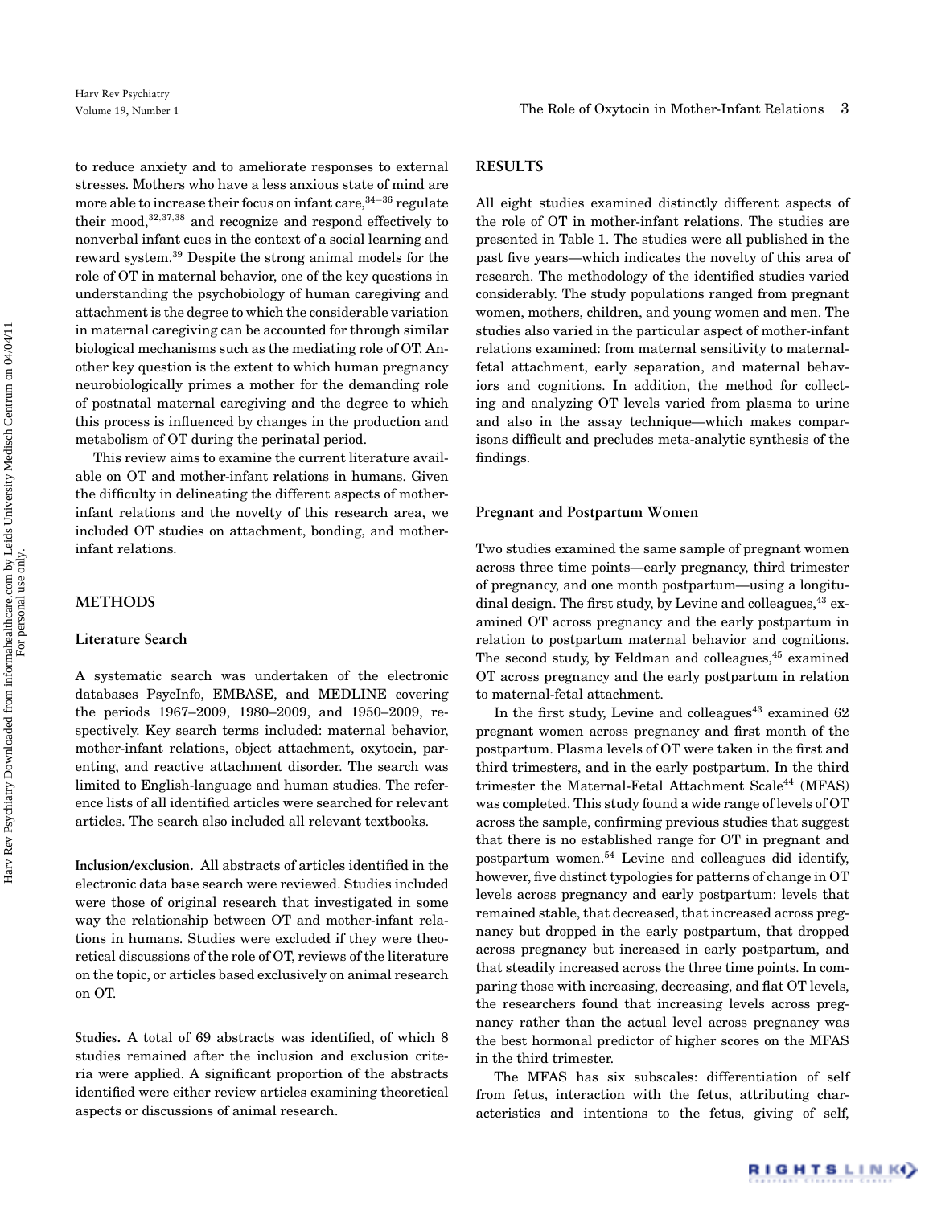to reduce anxiety and to ameliorate responses to external stresses. Mothers who have a less anxious state of mind are more able to increase their focus on infant care,[34–36] regulate their mood,[32,37,38] and recognize and respond effectively to nonverbal infant cues in the context of a social learning and reward system.[39] Despite the strong animal models for the role of OT in maternal behavior, one of the key questions in understanding the psychobiology of human caregiving and attachment is the degree to which the considerable variation in maternal caregiving can be accounted for through similar biological mechanisms such as the mediating role of OT. Another key question is the extent to which human pregnancy neurobiologically primes a mother for the demanding role of postnatal maternal caregiving and the degree to which this process is influenced by changes in the production and metabolism of OT during the perinatal period.

This review aims to examine the current literature available on OT and mother-infant relations in humans. Given the difficulty in delineating the different aspects of mother-infant relations and the novelty of this research area, we included OT studies on attachment, bonding, and mother-infant relations.

## METHODS

### Literature Search

A systematic search was undertaken of the electronic databases PsycInfo, EMBASE, and MEDLINE covering the periods 1967–2009, 1980–2009, and 1950–2009, respectively. Key search terms included: maternal behavior, mother-infant relations, object attachment, oxytocin, parenting, and reactive attachment disorder. The search was limited to English-language and human studies. The reference lists of all identified articles were searched for relevant articles. The search also included all relevant textbooks.

**Inclusion/exclusion.** All abstracts of articles identified in the electronic data base search were reviewed. Studies included were those of original research that investigated in some way the relationship between OT and mother-infant relations in humans. Studies were excluded if they were theoretical discussions of the role of OT, reviews of the literature on the topic, or articles based exclusively on animal research on OT.

**Studies.** A total of 69 abstracts was identified, of which 8 studies remained after the inclusion and exclusion criteria were applied. A significant proportion of the abstracts identified were either review articles examining theoretical aspects or discussions of animal research.

## RESULTS

All eight studies examined distinctly different aspects of the role of OT in mother-infant relations. The studies are presented in Table 1. The studies were all published in the past five years—which indicates the novelty of this area of research. The methodology of the identified studies varied considerably. The study populations ranged from pregnant women, mothers, children, and young women and men. The studies also varied in the particular aspect of mother-infant relations examined: from maternal sensitivity to maternal-fetal attachment, early separation, and maternal behaviors and cognitions. In addition, the method for collecting and analyzing OT levels varied from plasma to urine and also in the assay technique—which makes comparisons difficult and precludes meta-analytic synthesis of the findings.

### Pregnant and Postpartum Women

Two studies examined the same sample of pregnant women across three time points—early pregnancy, third trimester of pregnancy, and one month postpartum—using a longitudinal design. The first study, by Levine and colleagues,[43] examined OT across pregnancy and the early postpartum in relation to postpartum maternal behavior and cognitions. The second study, by Feldman and colleagues,[45] examined OT across pregnancy and the early postpartum in relation to maternal-fetal attachment.

In the first study, Levine and colleagues[43] examined 62 pregnant women across pregnancy and first month of the postpartum. Plasma levels of OT were taken in the first and third trimesters, and in the early postpartum. In the third trimester the Maternal-Fetal Attachment Scale[44] (MFAS) was completed. This study found a wide range of levels of OT across the sample, confirming previous studies that suggest that there is no established range for OT in pregnant and postpartum women.[54] Levine and colleagues did identify, however, five distinct typologies for patterns of change in OT levels across pregnancy and early postpartum: levels that remained stable, that decreased, that increased across pregnancy but dropped in the early postpartum, that dropped across pregnancy but increased in early postpartum, and that steadily increased across the three time points. In comparing those with increasing, decreasing, and flat OT levels, the researchers found that increasing levels across pregnancy rather than the actual level across pregnancy was the best hormonal predictor of higher scores on the MFAS in the third trimester.

The MFAS has six subscales: differentiation of self from fetus, interaction with the fetus, attributing characteristics and intentions to the fetus, giving of self,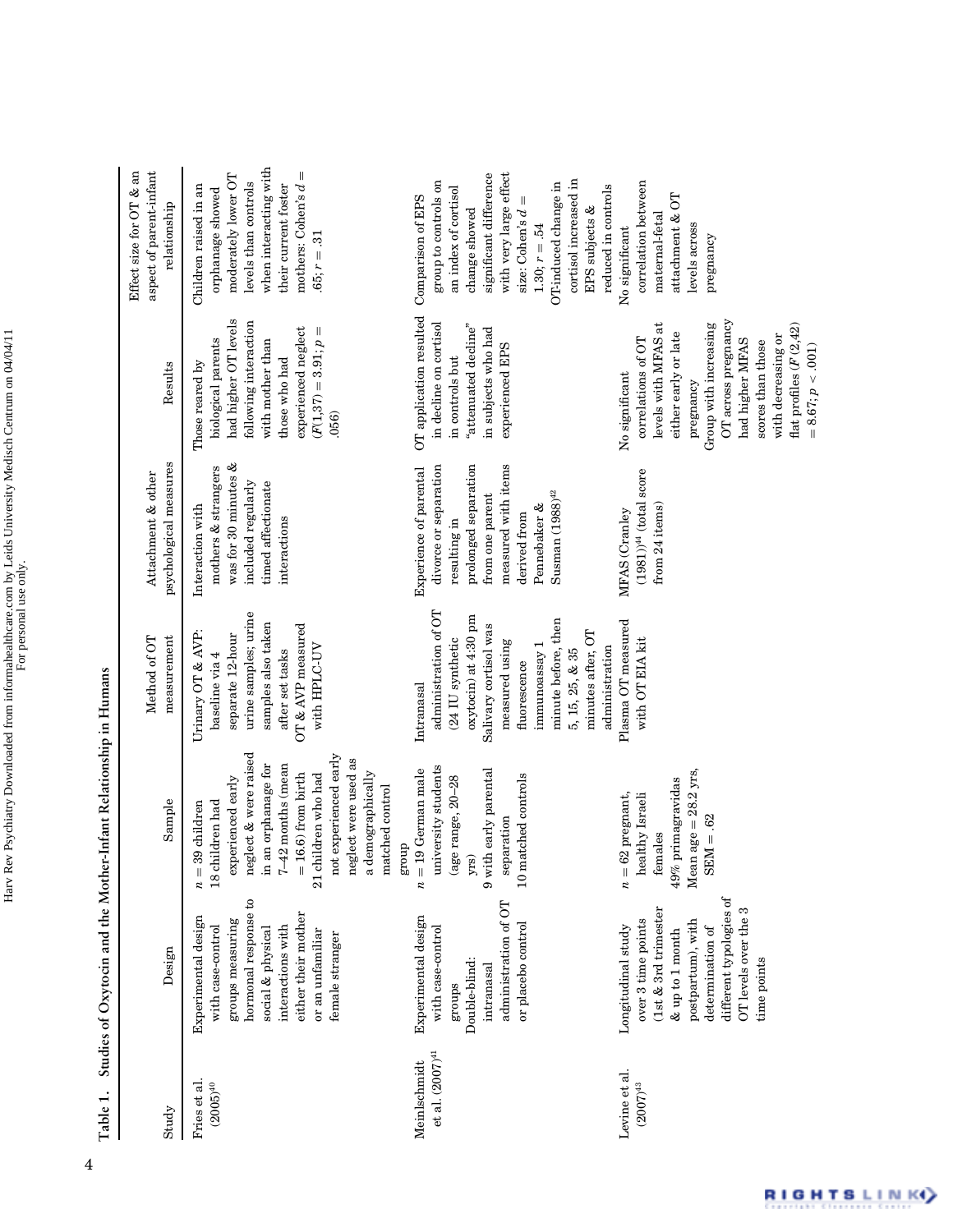Table 1. Studies of Oxytocin and the Mother-Infant Relationship in Humans

| Study | Design | Sample | Method of OT measurement | Attachment & other psychological measures | Results | Effect size for OT & an aspect of parent-infant relationship |
|---|---|---|---|---|---|---|
| Fries et al. (2005)[40] | Experimental design with case-control groups measuring hormonal response to social & physical interactions with either their mother or an unfamiliar female stranger | $n = 39$ children<br>18 children had experienced early neglect & were raised in an orphanage for 7–42 months (mean = 16.6) from birth<br>21 children who had not experienced early neglect were used as a demographically matched control group | Urinary OT & AVP: baseline via 4 separate 12-hour urine samples; urine samples also taken after set tasks<br>OT & AVP measured with HPLC-UV | Interaction with mothers & strangers was for 30 minutes & included regularly timed affectionate interactions | Those reared by biological parents had higher OT levels following interaction with mother than those who had experienced neglect ($F(1,37) = 3.91$; $p = .056$) | Children raised in an orphanage showed moderately lower OT levels than controls when interacting with their current foster mothers: Cohen's $d = .65$; $r = .31$ |
| Meinlschmidt et al. (2007)[41] | Experimental design with case-control groups<br>Double-blind: intranasal administration of OT or placebo control | $n = 19$ German male university students (age range, 20–28 yrs)<br>9 with early parental separation<br>10 matched controls | Intranasal administration of OT (24 IU synthetic oxytocin) at 4:30 pm<br>Salivary cortisol was measured using fluorescence immunoassay 1 minute before, then 5, 15, 25, & 35 minutes after, OT administration | Experience of parental divorce or separation resulting in prolonged separation from one parent measured with items derived from Pennebaker & Susman (1988)[42] | OT application resulted in decline on cortisol in controls but "attenuated decline" in subjects who had experienced EPS | Comparison of EPS group to controls on an index of cortisol change showed significant difference with very large effect size: Cohen's $d = 1.30$; $r = .54$<br>OT-induced change in cortisol increased in EPS subjects & reduced in controls |
| Levine et al. (2007)[43] | Longitudinal study over 3 time points (1st & 3rd trimester & up to 1 month postpartum), with determination of different typologies of OT levels over the 3 time points | $n = 62$ pregnant, healthy Israeli females<br>49% primagravidas<br>Mean age = 28.2 yrs, SEM = .62 | Plasma OT measured with OT EIA kit | MFAS (Cranley (1981))[44] (total score from 24 items) | No significant correlations of OT levels with MFAS at either early or late pregnancy<br>Group with increasing OT across pregnancy had higher MFAS scores than those with decreasing or flat profiles ($F(2,42) = 8.67$; $p < .001$) | No significant correlation between maternal-fetal attachment & OT levels across pregnancy |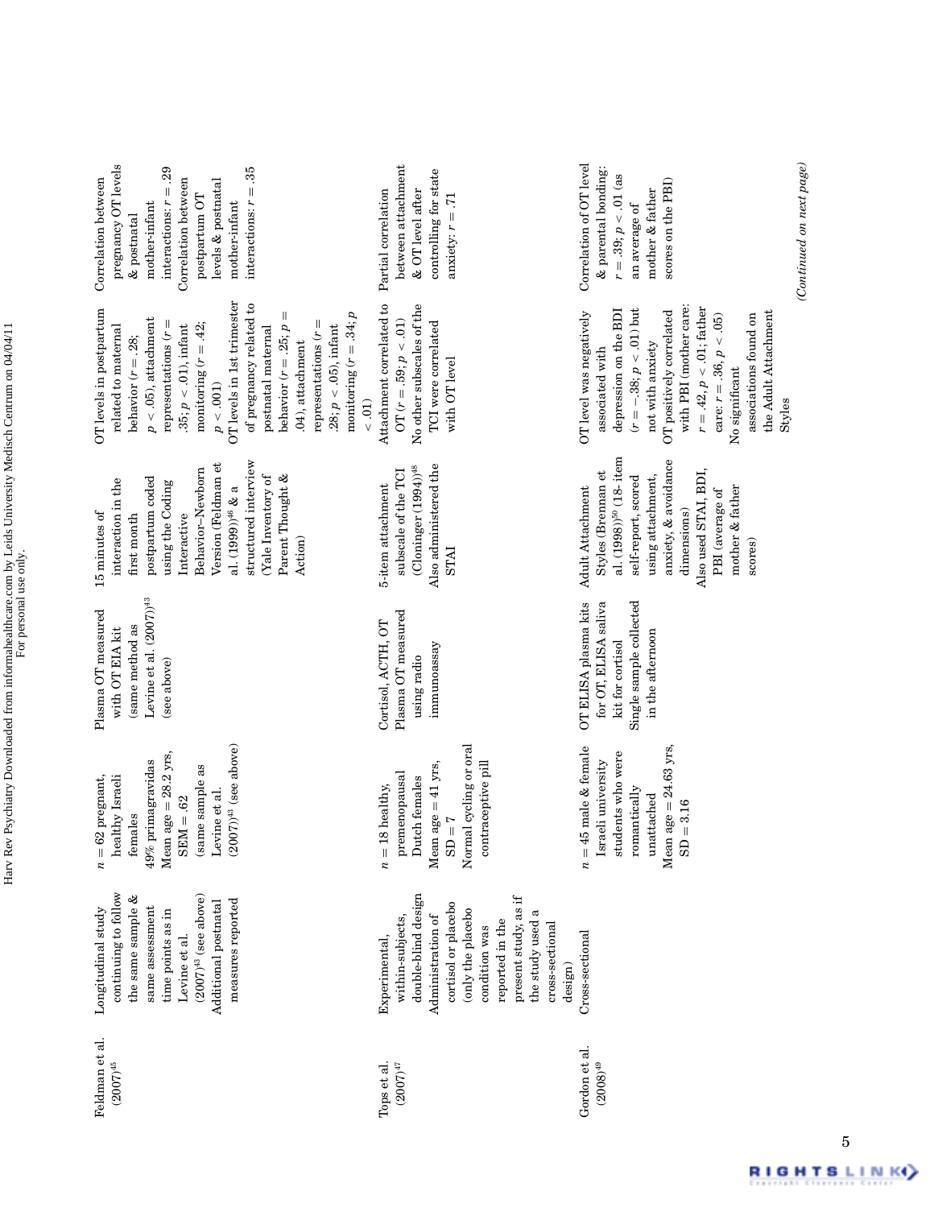| | | | | | | |
|---|---|---|---|---|---|---|
| Feldman et al. (2007)[45] | Longitudinal study continuing to follow the same sample & same assessment time points as in Levine et al. (2007)[43] (see above) Additional postnatal measures reported | $n = 62$ pregnant, healthy Israeli females 49% primagravidas Mean age = 28.2 yrs, SEM = .62 (same sample as Levine et al. (2007)[43] (see above)) | Plasma OT measured with OT EIA kit (same method as Levine et al. (2007)[43] (see above) | 15 minutes of interaction in the first month postpartum coded using the Coding Interactive Behavior–Newborn Version (Feldman et al. (1999))[46] & a structured interview (Yale Inventory of Parent Thought & Action) | OT levels in postpartum related to maternal behavior ($r = .28$; $p < .05$), attachment representations ($r = .35$; $p < .01$), infant monitoring ($r = .42$; $p < .001$) OT levels in 1st trimester of pregnancy related to postnatal maternal behavior ($r = .25$; $p = .04$), attachment representations ($r = .28$; $p < .05$), infant monitoring ($r = .34$; $p < .01$) | Correlation between pregnancy OT levels & postnatal mother-infant interactions: $r = .29$ Correlation between postpartum OT levels & postnatal mother-infant interactions: $r = .35$ |
| Tops et al. (2007)[47] | Experimental, within-subjects, double-blind design Administration of cortisol or placebo (only the placebo condition was reported in the present study, as if the study used a cross-sectional design) | $n = 18$ healthy, premenopausal Dutch females Mean age = 41 yrs, SD = 7 Normal cycling or oral contraceptive pill | Cortisol, ACTH, OT Plasma OT measured using radio immunoassay | 5-item attachment subscale of the TCI (Cloninger (1994))[48] Also administered the STAI | Attachment correlated to OT ($r = .59$; $p < .01$) No other subscales of the TCI were correlated with OT level | Partial correlation between attachment & OT level after controlling for state anxiety: $r = .71$ |
| Gordon et al. (2008)[49] | Cross-sectional | $n = 45$ male & female Israeli university students who were romantically unattached Mean age = 24.63 yrs, SD = 3.16 | OT ELISA plasma kits for OT, ELISA saliva kit for cortisol Single sample collected in the afternoon | Adult Attachment Styles (Brennan et al. (1998))[50] (18-item self-report, scored using attachment, anxiety, & avoidance dimensions) Also used STAI, BDI, PBI (average of mother & father scores) | OT level was negatively associated with depression on the BDI ($r = -.38$; $p < .01$) but not with anxiety OT positively correlated with PBI (mother care: $r = .42$, $p < .01$; father care: $r = .36$, $p < .05$) No significant associations found on the Adult Attachment Styles | Correlation of OT level & parental bonding: $r = .39$; $p < .01$ (as an average of mother & father scores on the PBI) |

*(Continued on next page)*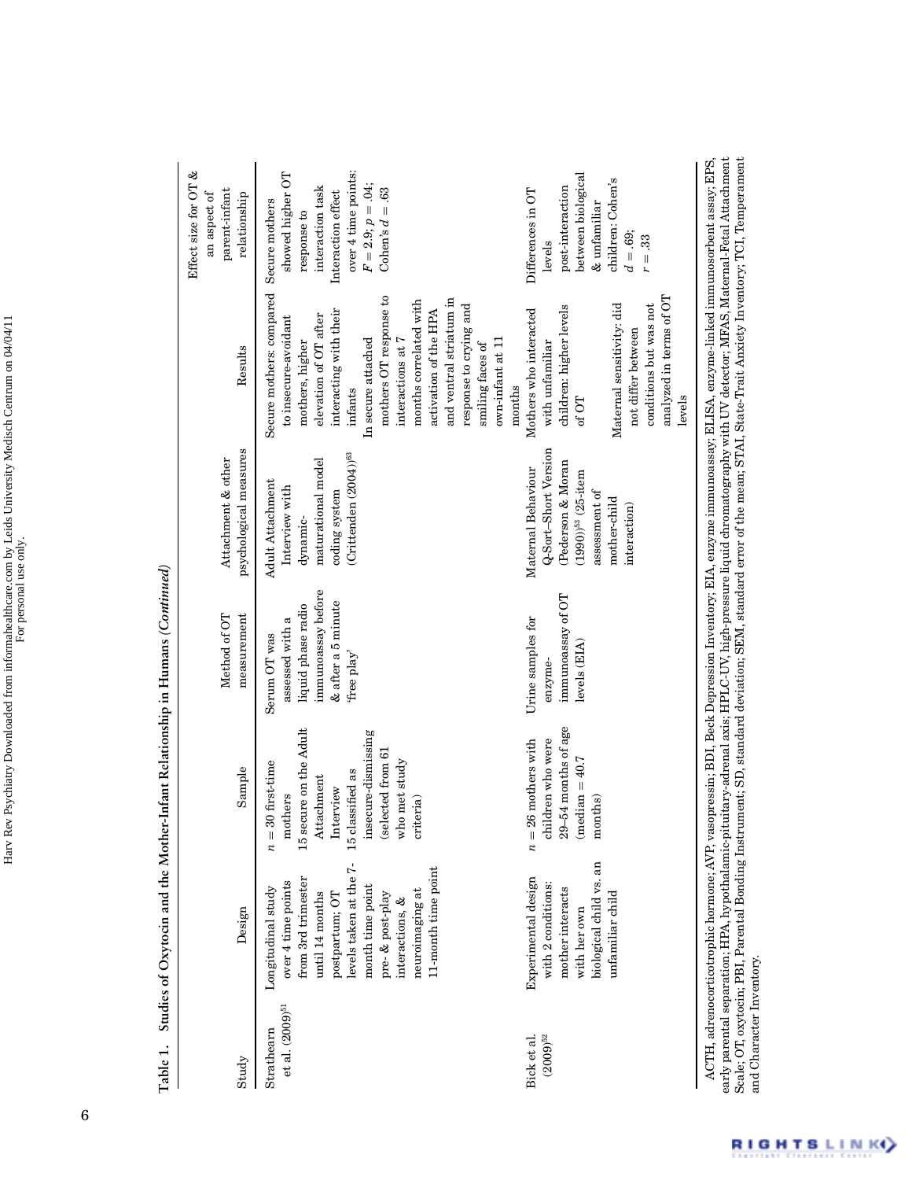Table 1. Studies of Oxytocin and the Mother-Infant Relationship in Humans (*Continued*)

| Study | Design | Sample | Method of OT measurement | Attachment & other psychological measures | Results | Effect size for OT & an aspect of parent-infant relationship |
|---|---|---|---|---|---|---|
| Strathearn et al. (2009)[51] | Longitudinal study over 4 time points from 3rd trimester until 14 months postpartum; OT levels taken at the 7-month time point pre- & post-play interactions, & neuroimaging at 11-month time point | $n = 30$ first-time mothers 15 secure on the Adult Attachment Interview 15 classified as insecure-dismissing (selected from 61 who met study criteria) | Serum OT was assessed with a liquid phase radio immunoassay before & after a 5 minute 'free play' | Adult Attachment Interview with dynamic-maturational model coding system (Crittenden (2004))[63] | Secure mothers: compared to insecure-avoidant mothers, higher elevation of OT after interacting with their infants In secure attached mothers OT response to interactions at 7 months correlated with activation of the HPA and ventral striatum in response to crying and smiling faces of own-infant at 11 months | Secure mothers showed higher OT response to interaction task Interaction effect over 4 time points: $F = 2.9$; $p = .04$; Cohen's $d = .63$ |
| Bick et al. (2009)[52] | Experimental design with 2 conditions: mother interacts with her own biological child vs. an unfamiliar child | $n = 26$ mothers with children who were 29–54 months of age (median = 40.7 months) | Urine samples for enzyme-immunoassay of OT levels (EIA) | Maternal Behaviour Q-Sort–Short Version (Pederson & Moran (1990))[53] (25-item assessment of mother-child interaction) | Mothers who interacted with unfamiliar children: higher levels of OT<br><br>Maternal sensitivity: did not differ between conditions but was not analyzed in terms of OT levels | Differences in OT levels post-interaction between biological & unfamiliar children: Cohen's $d = .69$; $r = .33$ |

ACTH, adrenocorticotropic hormone; AVP, vasopressin; BDI, Beck Depression Inventory; EIA, enzyme immunoassay; ELISA, enzyme-linked immunosorbent assay; EPS, early parental separation; HPA, hypothalamic-pituitary-adrenal axis; HPLC-UV, high-pressure liquid chromatography with UV detector; MFAS, Maternal-Fetal Attachment Scale; OT, oxytocin; PBI, Parental Bonding Instrument; SD, standard deviation; SEM, standard error of the mean; STAI, State-Trait Anxiety Inventory; TCI, Temperament and Character Inventory.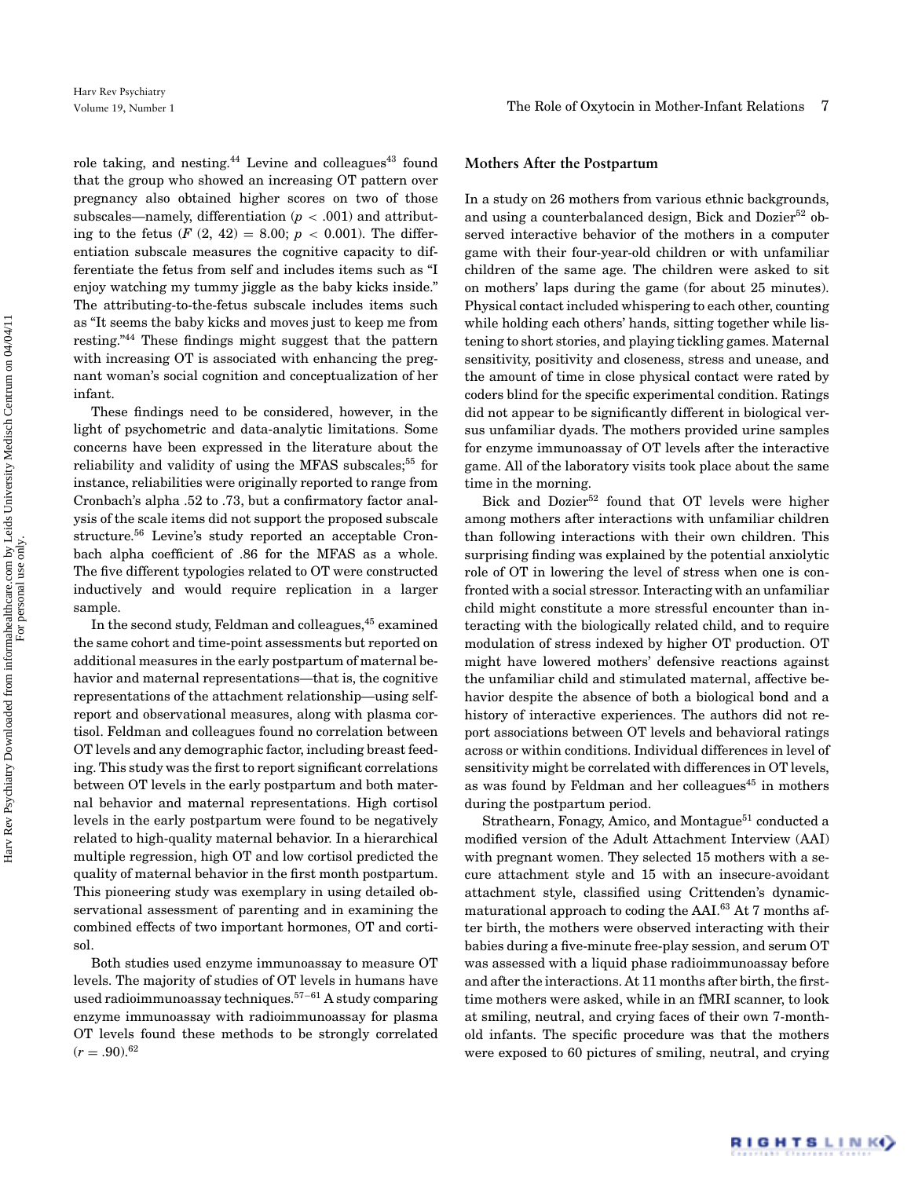role taking, and nesting.[44] Levine and colleagues[43] found that the group who showed an increasing OT pattern over pregnancy also obtained higher scores on two of those subscales—namely, differentiation ($p < .001$) and attributing to the fetus ($F$ (2, 42) = 8.00; $p < 0.001$). The differentiation subscale measures the cognitive capacity to differentiate the fetus from self and includes items such as "I enjoy watching my tummy jiggle as the baby kicks inside." The attributing-to-the-fetus subscale includes items such as "It seems the baby kicks and moves just to keep me from resting."[44] These findings might suggest that the pattern with increasing OT is associated with enhancing the pregnant woman's social cognition and conceptualization of her infant.

These findings need to be considered, however, in the light of psychometric and data-analytic limitations. Some concerns have been expressed in the literature about the reliability and validity of using the MFAS subscales;[55] for instance, reliabilities were originally reported to range from Cronbach's alpha .52 to .73, but a confirmatory factor analysis of the scale items did not support the proposed subscale structure.[56] Levine's study reported an acceptable Cronbach alpha coefficient of .86 for the MFAS as a whole. The five different typologies related to OT were constructed inductively and would require replication in a larger sample.

In the second study, Feldman and colleagues,[45] examined the same cohort and time-point assessments but reported on additional measures in the early postpartum of maternal behavior and maternal representations—that is, the cognitive representations of the attachment relationship—using self-report and observational measures, along with plasma cortisol. Feldman and colleagues found no correlation between OT levels and any demographic factor, including breast feeding. This study was the first to report significant correlations between OT levels in the early postpartum and both maternal behavior and maternal representations. High cortisol levels in the early postpartum were found to be negatively related to high-quality maternal behavior. In a hierarchical multiple regression, high OT and low cortisol predicted the quality of maternal behavior in the first month postpartum. This pioneering study was exemplary in using detailed observational assessment of parenting and in examining the combined effects of two important hormones, OT and cortisol.

Both studies used enzyme immunoassay to measure OT levels. The majority of studies of OT levels in humans have used radioimmunoassay techniques.[57–61] A study comparing enzyme immunoassay with radioimmunoassay for plasma OT levels found these methods to be strongly correlated ($r = .90$).[62]

## Mothers After the Postpartum

In a study on 26 mothers from various ethnic backgrounds, and using a counterbalanced design, Bick and Dozier[52] observed interactive behavior of the mothers in a computer game with their four-year-old children or with unfamiliar children of the same age. The children were asked to sit on mothers' laps during the game (for about 25 minutes). Physical contact included whispering to each other, counting while holding each others' hands, sitting together while listening to short stories, and playing tickling games. Maternal sensitivity, positivity and closeness, stress and unease, and the amount of time in close physical contact were rated by coders blind for the specific experimental condition. Ratings did not appear to be significantly different in biological versus unfamiliar dyads. The mothers provided urine samples for enzyme immunoassay of OT levels after the interactive game. All of the laboratory visits took place about the same time in the morning.

Bick and Dozier[52] found that OT levels were higher among mothers after interactions with unfamiliar children than following interactions with their own children. This surprising finding was explained by the potential anxiolytic role of OT in lowering the level of stress when one is confronted with a social stressor. Interacting with an unfamiliar child might constitute a more stressful encounter than interacting with the biologically related child, and to require modulation of stress indexed by higher OT production. OT might have lowered mothers' defensive reactions against the unfamiliar child and stimulated maternal, affective behavior despite the absence of both a biological bond and a history of interactive experiences. The authors did not report associations between OT levels and behavioral ratings across or within conditions. Individual differences in level of sensitivity might be correlated with differences in OT levels, as was found by Feldman and her colleagues[45] in mothers during the postpartum period.

Strathearn, Fonagy, Amico, and Montague[51] conducted a modified version of the Adult Attachment Interview (AAI) with pregnant women. They selected 15 mothers with a secure attachment style and 15 with an insecure-avoidant attachment style, classified using Crittenden's dynamic-maturational approach to coding the AAI.[63] At 7 months after birth, the mothers were observed interacting with their babies during a five-minute free-play session, and serum OT was assessed with a liquid phase radioimmunoassay before and after the interactions. At 11 months after birth, the first-time mothers were asked, while in an fMRI scanner, to look at smiling, neutral, and crying faces of their own 7-month-old infants. The specific procedure was that the mothers were exposed to 60 pictures of smiling, neutral, and crying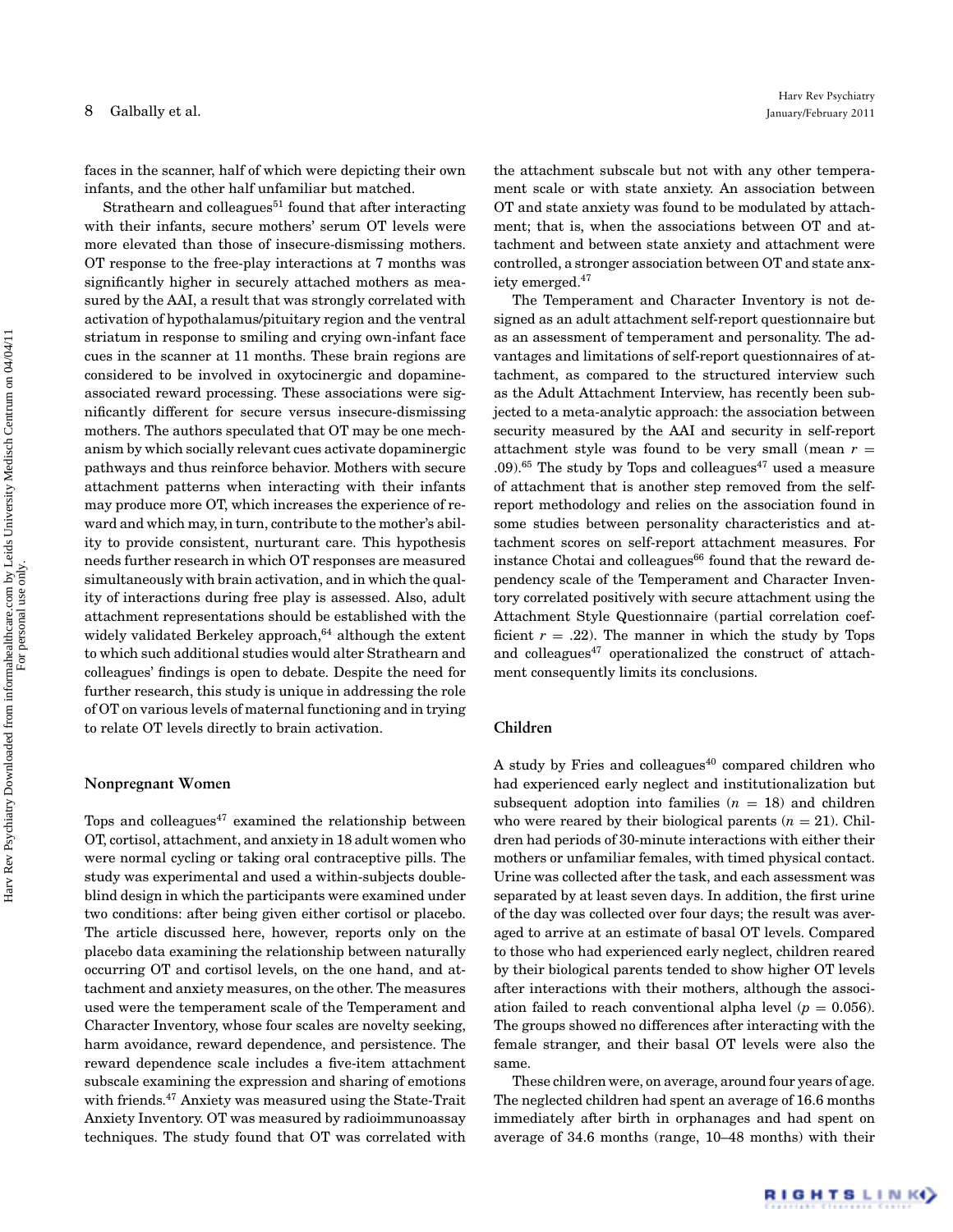faces in the scanner, half of which were depicting their own infants, and the other half unfamiliar but matched.

Strathearn and colleagues[51] found that after interacting with their infants, secure mothers' serum OT levels were more elevated than those of insecure-dismissing mothers. OT response to the free-play interactions at 7 months was significantly higher in securely attached mothers as measured by the AAI, a result that was strongly correlated with activation of hypothalamus/pituitary region and the ventral striatum in response to smiling and crying own-infant face cues in the scanner at 11 months. These brain regions are considered to be involved in oxytocinergic and dopamine-associated reward processing. These associations were significantly different for secure versus insecure-dismissing mothers. The authors speculated that OT may be one mechanism by which socially relevant cues activate dopaminergic pathways and thus reinforce behavior. Mothers with secure attachment patterns when interacting with their infants may produce more OT, which increases the experience of reward and which may, in turn, contribute to the mother's ability to provide consistent, nurturant care. This hypothesis needs further research in which OT responses are measured simultaneously with brain activation, and in which the quality of interactions during free play is assessed. Also, adult attachment representations should be established with the widely validated Berkeley approach,[64] although the extent to which such additional studies would alter Strathearn and colleagues' findings is open to debate. Despite the need for further research, this study is unique in addressing the role of OT on various levels of maternal functioning and in trying to relate OT levels directly to brain activation.

## Nonpregnant Women

Tops and colleagues[47] examined the relationship between OT, cortisol, attachment, and anxiety in 18 adult women who were normal cycling or taking oral contraceptive pills. The study was experimental and used a within-subjects double-blind design in which the participants were examined under two conditions: after being given either cortisol or placebo. The article discussed here, however, reports only on the placebo data examining the relationship between naturally occurring OT and cortisol levels, on the one hand, and attachment and anxiety measures, on the other. The measures used were the temperament scale of the Temperament and Character Inventory, whose four scales are novelty seeking, harm avoidance, reward dependence, and persistence. The reward dependence scale includes a five-item attachment subscale examining the expression and sharing of emotions with friends.[47] Anxiety was measured using the State-Trait Anxiety Inventory. OT was measured by radioimmunoassay techniques. The study found that OT was correlated with the attachment subscale but not with any other temperament scale or with state anxiety. An association between OT and state anxiety was found to be modulated by attachment; that is, when the associations between OT and attachment and between state anxiety and attachment were controlled, a stronger association between OT and state anxiety emerged.[47]

The Temperament and Character Inventory is not designed as an adult attachment self-report questionnaire but as an assessment of temperament and personality. The advantages and limitations of self-report questionnaires of attachment, as compared to the structured interview such as the Adult Attachment Interview, has recently been subjected to a meta-analytic approach: the association between security measured by the AAI and security in self-report attachment style was found to be very small (mean $r = .09$).[65] The study by Tops and colleagues[47] used a measure of attachment that is another step removed from the self-report methodology and relies on the association found in some studies between personality characteristics and attachment scores on self-report attachment measures. For instance Chotai and colleagues[66] found that the reward dependency scale of the Temperament and Character Inventory correlated positively with secure attachment using the Attachment Style Questionnaire (partial correlation coefficient $r = .22$). The manner in which the study by Tops and colleagues[47] operationalized the construct of attachment consequently limits its conclusions.

## Children

A study by Fries and colleagues[40] compared children who had experienced early neglect and institutionalization but subsequent adoption into families ($n = 18$) and children who were reared by their biological parents ($n = 21$). Children had periods of 30-minute interactions with either their mothers or unfamiliar females, with timed physical contact. Urine was collected after the task, and each assessment was separated by at least seven days. In addition, the first urine of the day was collected over four days; the result was averaged to arrive at an estimate of basal OT levels. Compared to those who had experienced early neglect, children reared by their biological parents tended to show higher OT levels after interactions with their mothers, although the association failed to reach conventional alpha level ($p = 0.056$). The groups showed no differences after interacting with the female stranger, and their basal OT levels were also the same.

These children were, on average, around four years of age. The neglected children had spent an average of 16.6 months immediately after birth in orphanages and had spent on average of 34.6 months (range, 10–48 months) with their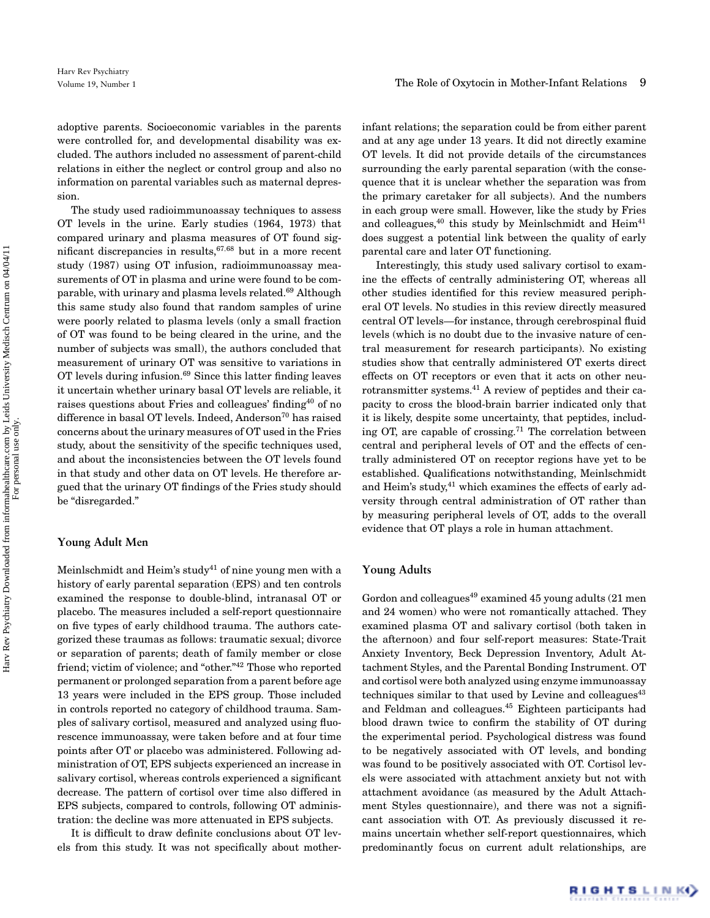adoptive parents. Socioeconomic variables in the parents were controlled for, and developmental disability was excluded. The authors included no assessment of parent-child relations in either the neglect or control group and also no information on parental variables such as maternal depression.

The study used radioimmunoassay techniques to assess OT levels in the urine. Early studies (1964, 1973) that compared urinary and plasma measures of OT found significant discrepancies in results,[67,68] but in a more recent study (1987) using OT infusion, radioimmunoassay measurements of OT in plasma and urine were found to be comparable, with urinary and plasma levels related.[69] Although this same study also found that random samples of urine were poorly related to plasma levels (only a small fraction of OT was found to be being cleared in the urine, and the number of subjects was small), the authors concluded that measurement of urinary OT was sensitive to variations in OT levels during infusion.[69] Since this latter finding leaves it uncertain whether urinary basal OT levels are reliable, it raises questions about Fries and colleagues' finding[40] of no difference in basal OT levels. Indeed, Anderson[70] has raised concerns about the urinary measures of OT used in the Fries study, about the sensitivity of the specific techniques used, and about the inconsistencies between the OT levels found in that study and other data on OT levels. He therefore argued that the urinary OT findings of the Fries study should be "disregarded."

## Young Adult Men

Meinlschmidt and Heim's study[41] of nine young men with a history of early parental separation (EPS) and ten controls examined the response to double-blind, intranasal OT or placebo. The measures included a self-report questionnaire on five types of early childhood trauma. The authors categorized these traumas as follows: traumatic sexual; divorce or separation of parents; death of family member or close friend; victim of violence; and "other."[42] Those who reported permanent or prolonged separation from a parent before age 13 years were included in the EPS group. Those included in controls reported no category of childhood trauma. Samples of salivary cortisol, measured and analyzed using fluorescence immunoassay, were taken before and at four time points after OT or placebo was administered. Following administration of OT, EPS subjects experienced an increase in salivary cortisol, whereas controls experienced a significant decrease. The pattern of cortisol over time also differed in EPS subjects, compared to controls, following OT administration: the decline was more attenuated in EPS subjects.

It is difficult to draw definite conclusions about OT levels from this study. It was not specifically about mother-infant relations; the separation could be from either parent and at any age under 13 years. It did not directly examine OT levels. It did not provide details of the circumstances surrounding the early parental separation (with the consequence that it is unclear whether the separation was from the primary caretaker for all subjects). And the numbers in each group were small. However, like the study by Fries and colleagues,[40] this study by Meinlschmidt and Heim[41] does suggest a potential link between the quality of early parental care and later OT functioning.

Interestingly, this study used salivary cortisol to examine the effects of centrally administering OT, whereas all other studies identified for this review measured peripheral OT levels. No studies in this review directly measured central OT levels—for instance, through cerebrospinal fluid levels (which is no doubt due to the invasive nature of central measurement for research participants). No existing studies show that centrally administered OT exerts direct effects on OT receptors or even that it acts on other neurotransmitter systems.[41] A review of peptides and their capacity to cross the blood-brain barrier indicated only that it is likely, despite some uncertainty, that peptides, including OT, are capable of crossing.[71] The correlation between central and peripheral levels of OT and the effects of centrally administered OT on receptor regions have yet to be established. Qualifications notwithstanding, Meinlschmidt and Heim's study,[41] which examines the effects of early adversity through central administration of OT rather than by measuring peripheral levels of OT, adds to the overall evidence that OT plays a role in human attachment.

## Young Adults

Gordon and colleagues[49] examined 45 young adults (21 men and 24 women) who were not romantically attached. They examined plasma OT and salivary cortisol (both taken in the afternoon) and four self-report measures: State-Trait Anxiety Inventory, Beck Depression Inventory, Adult Attachment Styles, and the Parental Bonding Instrument. OT and cortisol were both analyzed using enzyme immunoassay techniques similar to that used by Levine and colleagues[43] and Feldman and colleagues.[45] Eighteen participants had blood drawn twice to confirm the stability of OT during the experimental period. Psychological distress was found to be negatively associated with OT levels, and bonding was found to be positively associated with OT. Cortisol levels were associated with attachment anxiety but not with attachment avoidance (as measured by the Adult Attachment Styles questionnaire), and there was not a significant association with OT. As previously discussed it remains uncertain whether self-report questionnaires, which predominantly focus on current adult relationships, are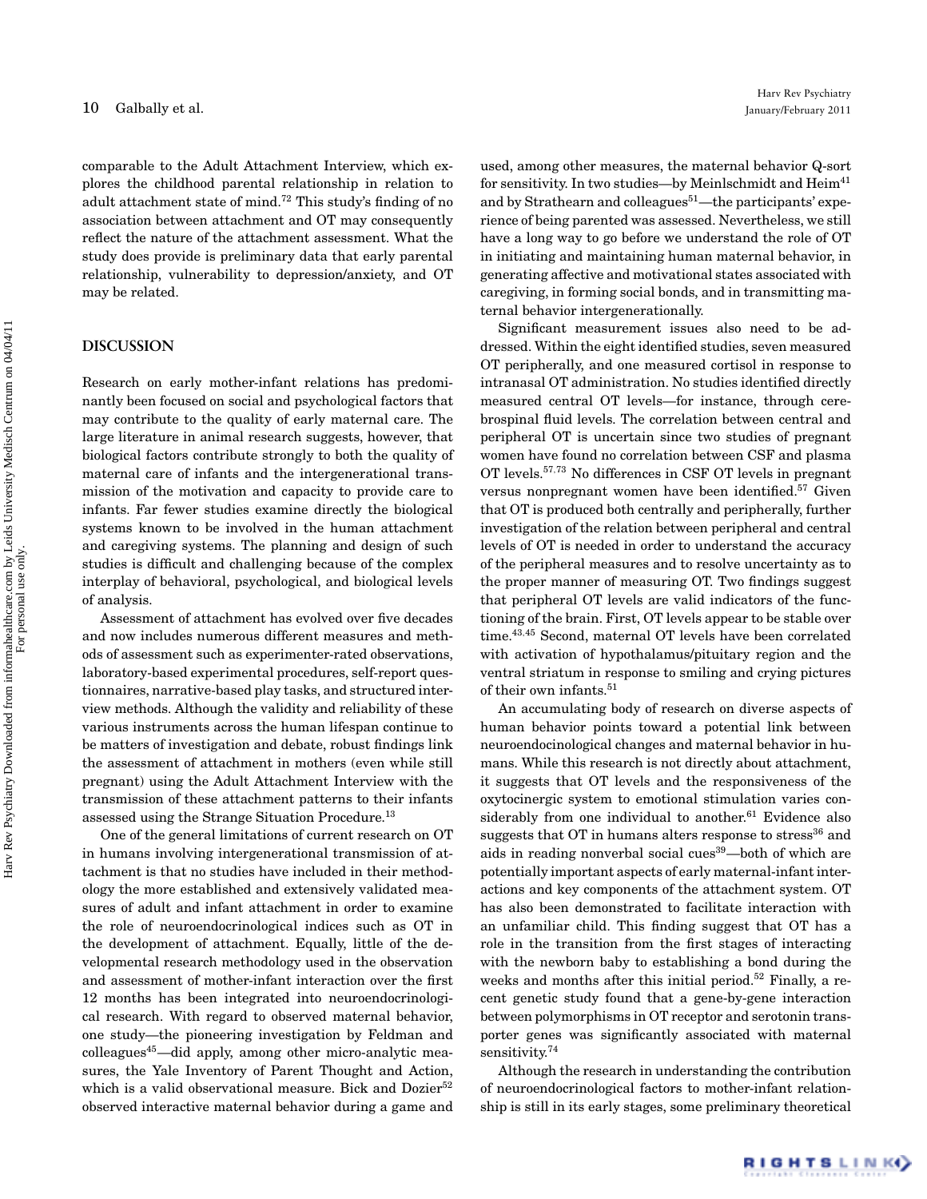comparable to the Adult Attachment Interview, which explores the childhood parental relationship in relation to adult attachment state of mind.[72] This study's finding of no association between attachment and OT may consequently reflect the nature of the attachment assessment. What the study does provide is preliminary data that early parental relationship, vulnerability to depression/anxiety, and OT may be related.

## DISCUSSION

Research on early mother-infant relations has predominantly been focused on social and psychological factors that may contribute to the quality of early maternal care. The large literature in animal research suggests, however, that biological factors contribute strongly to both the quality of maternal care of infants and the intergenerational transmission of the motivation and capacity to provide care to infants. Far fewer studies examine directly the biological systems known to be involved in the human attachment and caregiving systems. The planning and design of such studies is difficult and challenging because of the complex interplay of behavioral, psychological, and biological levels of analysis.

Assessment of attachment has evolved over five decades and now includes numerous different measures and methods of assessment such as experimenter-rated observations, laboratory-based experimental procedures, self-report questionnaires, narrative-based play tasks, and structured interview methods. Although the validity and reliability of these various instruments across the human lifespan continue to be matters of investigation and debate, robust findings link the assessment of attachment in mothers (even while still pregnant) using the Adult Attachment Interview with the transmission of these attachment patterns to their infants assessed using the Strange Situation Procedure.[13]

One of the general limitations of current research on OT in humans involving intergenerational transmission of attachment is that no studies have included in their methodology the more established and extensively validated measures of adult and infant attachment in order to examine the role of neuroendocrinological indices such as OT in the development of attachment. Equally, little of the developmental research methodology used in the observation and assessment of mother-infant interaction over the first 12 months has been integrated into neuroendocrinological research. With regard to observed maternal behavior, one study—the pioneering investigation by Feldman and colleagues[45]—did apply, among other micro-analytic measures, the Yale Inventory of Parent Thought and Action, which is a valid observational measure. Bick and Dozier[52] observed interactive maternal behavior during a game and used, among other measures, the maternal behavior Q-sort for sensitivity. In two studies—by Meinlschmidt and Heim[41] and by Strathearn and colleagues[51]—the participants' experience of being parented was assessed. Nevertheless, we still have a long way to go before we understand the role of OT in initiating and maintaining human maternal behavior, in generating affective and motivational states associated with caregiving, in forming social bonds, and in transmitting maternal behavior intergenerationally.

Significant measurement issues also need to be addressed. Within the eight identified studies, seven measured OT peripherally, and one measured cortisol in response to intranasal OT administration. No studies identified directly measured central OT levels—for instance, through cerebrospinal fluid levels. The correlation between central and peripheral OT is uncertain since two studies of pregnant women have found no correlation between CSF and plasma OT levels.[57,73] No differences in CSF OT levels in pregnant versus nonpregnant women have been identified.[57] Given that OT is produced both centrally and peripherally, further investigation of the relation between peripheral and central levels of OT is needed in order to understand the accuracy of the peripheral measures and to resolve uncertainty as to the proper manner of measuring OT. Two findings suggest that peripheral OT levels are valid indicators of the functioning of the brain. First, OT levels appear to be stable over time.[43,45] Second, maternal OT levels have been correlated with activation of hypothalamus/pituitary region and the ventral striatum in response to smiling and crying pictures of their own infants.[51]

An accumulating body of research on diverse aspects of human behavior points toward a potential link between neuroendocinological changes and maternal behavior in humans. While this research is not directly about attachment, it suggests that OT levels and the responsiveness of the oxytocinergic system to emotional stimulation varies considerably from one individual to another.[61] Evidence also suggests that OT in humans alters response to stress[36] and aids in reading nonverbal social cues[39]—both of which are potentially important aspects of early maternal-infant interactions and key components of the attachment system. OT has also been demonstrated to facilitate interaction with an unfamiliar child. This finding suggest that OT has a role in the transition from the first stages of interacting with the newborn baby to establishing a bond during the weeks and months after this initial period.[52] Finally, a recent genetic study found that a gene-by-gene interaction between polymorphisms in OT receptor and serotonin transporter genes was significantly associated with maternal sensitivity.[74]

Although the research in understanding the contribution of neuroendocrinological factors to mother-infant relationship is still in its early stages, some preliminary theoretical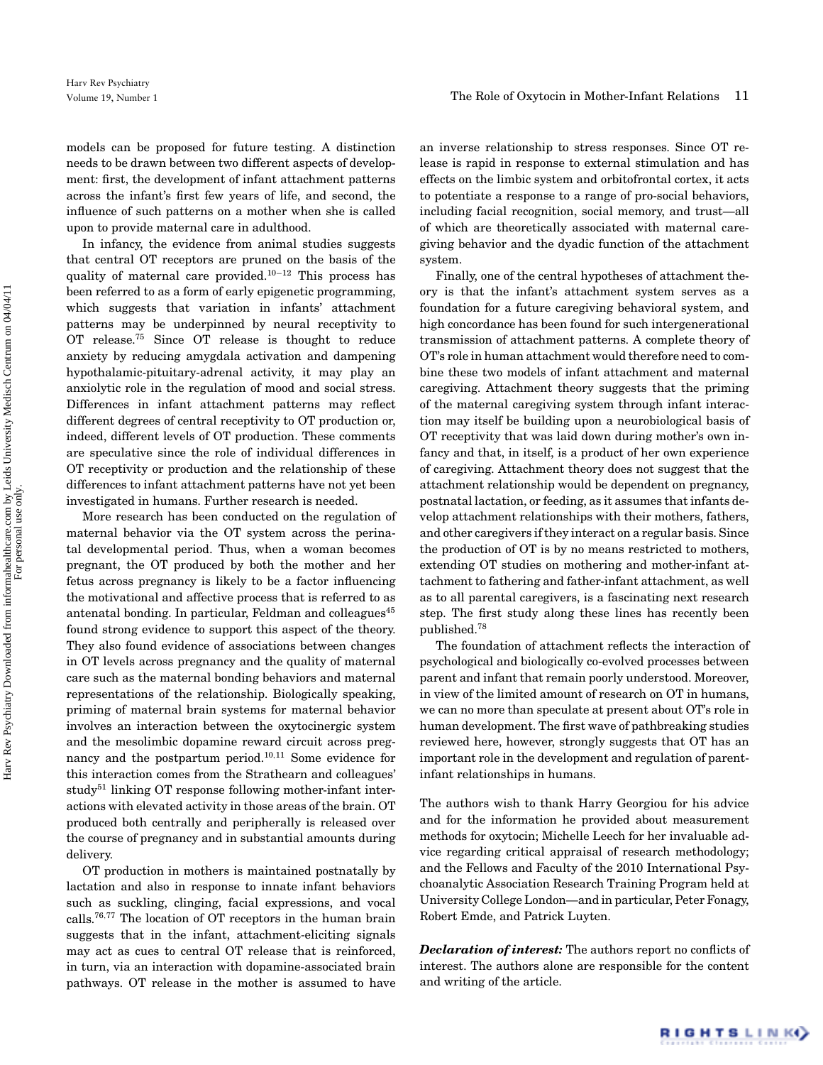models can be proposed for future testing. A distinction needs to be drawn between two different aspects of development: first, the development of infant attachment patterns across the infant's first few years of life, and second, the influence of such patterns on a mother when she is called upon to provide maternal care in adulthood.

In infancy, the evidence from animal studies suggests that central OT receptors are pruned on the basis of the quality of maternal care provided.[10–12] This process has been referred to as a form of early epigenetic programming, which suggests that variation in infants' attachment patterns may be underpinned by neural receptivity to OT release.[75] Since OT release is thought to reduce anxiety by reducing amygdala activation and dampening hypothalamic-pituitary-adrenal activity, it may play an anxiolytic role in the regulation of mood and social stress. Differences in infant attachment patterns may reflect different degrees of central receptivity to OT production or, indeed, different levels of OT production. These comments are speculative since the role of individual differences in OT receptivity or production and the relationship of these differences to infant attachment patterns have not yet been investigated in humans. Further research is needed.

More research has been conducted on the regulation of maternal behavior via the OT system across the perinatal developmental period. Thus, when a woman becomes pregnant, the OT produced by both the mother and her fetus across pregnancy is likely to be a factor influencing the motivational and affective process that is referred to as antenatal bonding. In particular, Feldman and colleagues[45] found strong evidence to support this aspect of the theory. They also found evidence of associations between changes in OT levels across pregnancy and the quality of maternal care such as the maternal bonding behaviors and maternal representations of the relationship. Biologically speaking, priming of maternal brain systems for maternal behavior involves an interaction between the oxytocinergic system and the mesolimbic dopamine reward circuit across pregnancy and the postpartum period.[10,11] Some evidence for this interaction comes from the Strathearn and colleagues' study[51] linking OT response following mother-infant interactions with elevated activity in those areas of the brain. OT produced both centrally and peripherally is released over the course of pregnancy and in substantial amounts during delivery.

OT production in mothers is maintained postnatally by lactation and also in response to innate infant behaviors such as suckling, clinging, facial expressions, and vocal calls.[76,77] The location of OT receptors in the human brain suggests that in the infant, attachment-eliciting signals may act as cues to central OT release that is reinforced, in turn, via an interaction with dopamine-associated brain pathways. OT release in the mother is assumed to have an inverse relationship to stress responses. Since OT release is rapid in response to external stimulation and has effects on the limbic system and orbitofrontal cortex, it acts to potentiate a response to a range of pro-social behaviors, including facial recognition, social memory, and trust—all of which are theoretically associated with maternal caregiving behavior and the dyadic function of the attachment system.

Finally, one of the central hypotheses of attachment theory is that the infant's attachment system serves as a foundation for a future caregiving behavioral system, and high concordance has been found for such intergenerational transmission of attachment patterns. A complete theory of OT's role in human attachment would therefore need to combine these two models of infant attachment and maternal caregiving. Attachment theory suggests that the priming of the maternal caregiving system through infant interaction may itself be building upon a neurobiological basis of OT receptivity that was laid down during mother's own infancy and that, in itself, is a product of her own experience of caregiving. Attachment theory does not suggest that the attachment relationship would be dependent on pregnancy, postnatal lactation, or feeding, as it assumes that infants develop attachment relationships with their mothers, fathers, and other caregivers if they interact on a regular basis. Since the production of OT is by no means restricted to mothers, extending OT studies on mothering and mother-infant attachment to fathering and father-infant attachment, as well as to all parental caregivers, is a fascinating next research step. The first study along these lines has recently been published.[78]

The foundation of attachment reflects the interaction of psychological and biologically co-evolved processes between parent and infant that remain poorly understood. Moreover, in view of the limited amount of research on OT in humans, we can no more than speculate at present about OT's role in human development. The first wave of pathbreaking studies reviewed here, however, strongly suggests that OT has an important role in the development and regulation of parent-infant relationships in humans.

The authors wish to thank Harry Georgiou for his advice and for the information he provided about measurement methods for oxytocin; Michelle Leech for her invaluable advice regarding critical appraisal of research methodology; and the Fellows and Faculty of the 2010 International Psychoanalytic Association Research Training Program held at University College London—and in particular, Peter Fonagy, Robert Emde, and Patrick Luyten.

***Declaration of interest:*** The authors report no conflicts of interest. The authors alone are responsible for the content and writing of the article.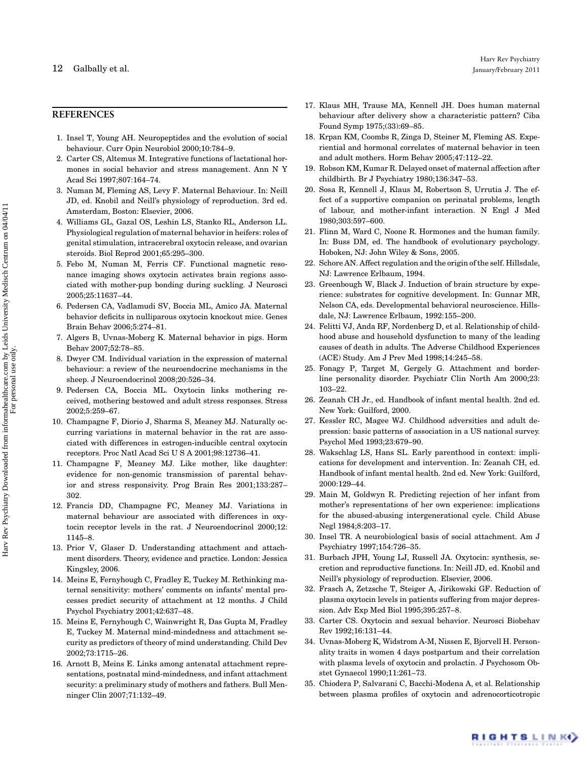## REFERENCES

1. Insel T, Young AH. Neuropeptides and the evolution of social behaviour. Curr Opin Neurobiol 2000;10:784–9.
2. Carter CS, Altemus M. Integrative functions of lactational hormones in social behavior and stress management. Ann N Y Acad Sci 1997;807:164–74.
3. Numan M, Fleming AS, Levy F. Maternal Behaviour. In: Neill JD, ed. Knobil and Neill's physiology of reproduction. 3rd ed. Amsterdam, Boston: Elsevier, 2006.
4. Williams GL, Gazal OS, Leshin LS, Stanko RL, Anderson LL. Physiological regulation of maternal behavior in heifers: roles of genital stimulation, intracerebral oxytocin release, and ovarian steroids. Biol Reprod 2001;65:295–300.
5. Febo M, Numan M, Ferris CF. Functional magnetic resonance imaging shows oxytocin activates brain regions associated with mother-pup bonding during suckling. J Neurosci 2005;25:11637–44.
6. Pedersen CA, Vadlamudi SV, Boccia ML, Amico JA. Maternal behavior deficits in nulliparous oxytocin knockout mice. Genes Brain Behav 2006;5:274–81.
7. Algers B, Uvnas-Moberg K. Maternal behavior in pigs. Horm Behav 2007;52:78–85.
8. Dwyer CM. Individual variation in the expression of maternal behaviour: a review of the neuroendocrine mechanisms in the sheep. J Neuroendocrinol 2008;20:526–34.
9. Pedersen CA, Boccia ML. Oxytocin links mothering received, mothering bestowed and adult stress responses. Stress 2002;5:259–67.
10. Champagne F, Diorio J, Sharma S, Meaney MJ. Naturally occurring variations in maternal behavior in the rat are associated with differences in estrogen-inducible central oxytocin receptors. Proc Natl Acad Sci U S A 2001;98:12736–41.
11. Champagne F, Meaney MJ. Like mother, like daughter: evidence for non-genomic transmission of parental behavior and stress responsivity. Prog Brain Res 2001;133:287–302.
12. Francis DD, Champagne FC, Meaney MJ. Variations in maternal behaviour are associated with differences in oxytocin receptor levels in the rat. J Neuroendocrinol 2000;12:1145–8.
13. Prior V, Glaser D. Understanding attachment and attachment disorders. Theory, evidence and practice. London: Jessica Kingsley, 2006.
14. Meins E, Fernyhough C, Fradley E, Tuckey M. Rethinking maternal sensitivity: mothers' comments on infants' mental processes predict security of attachment at 12 months. J Child Psychol Psychiatry 2001;42:637–48.
15. Meins E, Fernyhough C, Wainwright R, Das Gupta M, Fradley E, Tuckey M. Maternal mind-mindedness and attachment security as predictors of theory of mind understanding. Child Dev 2002;73:1715–26.
16. Arnott B, Meins E. Links among antenatal attachment representations, postnatal mind-mindedness, and infant attachment security: a preliminary study of mothers and fathers. Bull Menninger Clin 2007;71:132–49.
17. Klaus MH, Trause MA, Kennell JH. Does human maternal behaviour after delivery show a characteristic pattern? Ciba Found Symp 1975;(33):69–85.
18. Krpan KM, Coombs R, Zinga D, Steiner M, Fleming AS. Experiential and hormonal correlates of maternal behavior in teen and adult mothers. Horm Behav 2005;47:112–22.
19. Robson KM, Kumar R. Delayed onset of maternal affection after childbirth. Br J Psychiatry 1980;136:347–53.
20. Sosa R, Kennell J, Klaus M, Robertson S, Urrutia J. The effect of a supportive companion on perinatal problems, length of labour, and mother-infant interaction. N Engl J Med 1980;303:597–600.
21. Flinn M, Ward C, Noone R. Hormones and the human family. In: Buss DM, ed. The handbook of evolutionary psychology. Hoboken, NJ: John Wiley & Sons, 2005.
22. Schore AN. Affect regulation and the origin of the self. Hillsdale, NJ: Lawrence Erlbaum, 1994.
23. Greenbough W, Black J. Induction of brain structure by experience: substrates for cognitive development. In: Gunnar MR, Nelson CA, eds. Developmental behavioral neuroscience. Hillsdale, NJ: Lawrence Erlbaum, 1992:155–200.
24. Felitti VJ, Anda RF, Nordenberg D, et al. Relationship of childhood abuse and household dysfunction to many of the leading causes of death in adults. The Adverse Childhood Experiences (ACE) Study. Am J Prev Med 1998;14:245–58.
25. Fonagy P, Target M, Gergely G. Attachment and borderline personality disorder. Psychiatr Clin North Am 2000;23:103–22.
26. Zeanah CH Jr., ed. Handbook of infant mental health. 2nd ed. New York: Guilford, 2000.
27. Kessler RC, Magee WJ. Childhood adversities and adult depression: basic patterns of association in a US national survey. Psychol Med 1993;23:679–90.
28. Wakschlag LS, Hans SL. Early parenthood in context: implications for development and intervention. In: Zeanah CH, ed. Handbook of infant mental health. 2nd ed. New York: Guilford, 2000:129–44.
29. Main M, Goldwyn R. Predicting rejection of her infant from mother's representations of her own experience: implications for the abused-abusing intergenerational cycle. Child Abuse Negl 1984;8:203–17.
30. Insel TR. A neurobiological basis of social attachment. Am J Psychiatry 1997;154:726–35.
31. Burbach JPH, Young LJ, Russell JA. Oxytocin: synthesis, secretion and reproductive functions. In: Neill JD, ed. Knobil and Neill's physiology of reproduction. Elsevier, 2006.
32. Frasch A, Zetzsche T, Steiger A, Jirikowski GF. Reduction of plasma oxytocin levels in patients suffering from major depression. Adv Exp Med Biol 1995;395:257–8.
33. Carter CS. Oxytocin and sexual behavior. Neurosci Biobehav Rev 1992;16:131–44.
34. Uvnas-Moberg K, Widstrom A-M, Nissen E, Bjorvell H. Personality traits in women 4 days postpartum and their correlation with plasma levels of oxytocin and prolactin. J Psychosom Obstet Gynaecol 1990;11:261–73.
35. Chiodera P, Salvarani C, Bacchi-Modena A, et al. Relationship between plasma profiles of oxytocin and adrenocorticotropic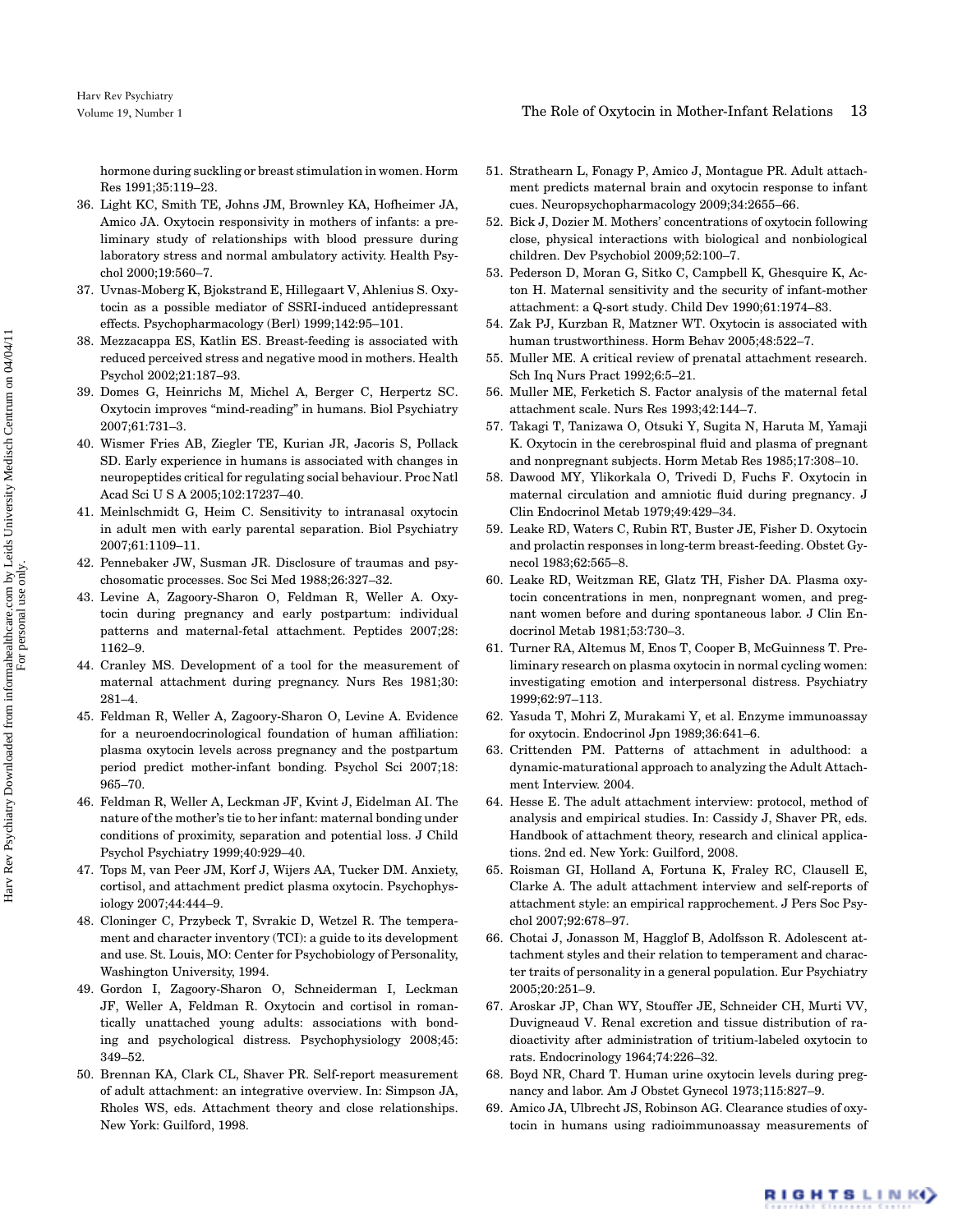hormone during suckling or breast stimulation in women. Horm Res 1991;35:119–23.

36. Light KC, Smith TE, Johns JM, Brownley KA, Hofheimer JA, Amico JA. Oxytocin responsivity in mothers of infants: a preliminary study of relationships with blood pressure during laboratory stress and normal ambulatory activity. Health Psychol 2000;19:560–7.
37. Uvnas-Moberg K, Bjokstrand E, Hillegaart V, Ahlenius S. Oxytocin as a possible mediator of SSRI-induced antidepressant effects. Psychopharmacology (Berl) 1999;142:95–101.
38. Mezzacappa ES, Katlin ES. Breast-feeding is associated with reduced perceived stress and negative mood in mothers. Health Psychol 2002;21:187–93.
39. Domes G, Heinrichs M, Michel A, Berger C, Herpertz SC. Oxytocin improves "mind-reading" in humans. Biol Psychiatry 2007;61:731–3.
40. Wismer Fries AB, Ziegler TE, Kurian JR, Jacoris S, Pollack SD. Early experience in humans is associated with changes in neuropeptides critical for regulating social behaviour. Proc Natl Acad Sci U S A 2005;102:17237–40.
41. Meinlschmidt G, Heim C. Sensitivity to intranasal oxytocin in adult men with early parental separation. Biol Psychiatry 2007;61:1109–11.
42. Pennebaker JW, Susman JR. Disclosure of traumas and psychosomatic processes. Soc Sci Med 1988;26:327–32.
43. Levine A, Zagoory-Sharon O, Feldman R, Weller A. Oxytocin during pregnancy and early postpartum: individual patterns and maternal-fetal attachment. Peptides 2007;28:1162–9.
44. Cranley MS. Development of a tool for the measurement of maternal attachment during pregnancy. Nurs Res 1981;30:281–4.
45. Feldman R, Weller A, Zagoory-Sharon O, Levine A. Evidence for a neuroendocrinological foundation of human affiliation: plasma oxytocin levels across pregnancy and the postpartum period predict mother-infant bonding. Psychol Sci 2007;18:965–70.
46. Feldman R, Weller A, Leckman JF, Kvint J, Eidelman AI. The nature of the mother's tie to her infant: maternal bonding under conditions of proximity, separation and potential loss. J Child Psychol Psychiatry 1999;40:929–40.
47. Tops M, van Peer JM, Korf J, Wijers AA, Tucker DM. Anxiety, cortisol, and attachment predict plasma oxytocin. Psychophysiology 2007;44:444–9.
48. Cloninger C, Przybeck T, Svrakic D, Wetzel R. The temperament and character inventory (TCI): a guide to its development and use. St. Louis, MO: Center for Psychobiology of Personality, Washington University, 1994.
49. Gordon I, Zagoory-Sharon O, Schneiderman I, Leckman JF, Weller A, Feldman R. Oxytocin and cortisol in romantically unattached young adults: associations with bonding and psychological distress. Psychophysiology 2008;45:349–52.
50. Brennan KA, Clark CL, Shaver PR. Self-report measurement of adult attachment: an integrative overview. In: Simpson JA, Rholes WS, eds. Attachment theory and close relationships. New York: Guilford, 1998.
51. Strathearn L, Fonagy P, Amico J, Montague PR. Adult attachment predicts maternal brain and oxytocin response to infant cues. Neuropsychopharmacology 2009;34:2655–66.
52. Bick J, Dozier M. Mothers' concentrations of oxytocin following close, physical interactions with biological and nonbiological children. Dev Psychobiol 2009;52:100–7.
53. Pederson D, Moran G, Sitko C, Campbell K, Ghesquire K, Acton H. Maternal sensitivity and the security of infant-mother attachment: a Q-sort study. Child Dev 1990;61:1974–83.
54. Zak PJ, Kurzban R, Matzner WT. Oxytocin is associated with human trustworthiness. Horm Behav 2005;48:522–7.
55. Muller ME. A critical review of prenatal attachment research. Sch Inq Nurs Pract 1992;6:5–21.
56. Muller ME, Ferketich S. Factor analysis of the maternal fetal attachment scale. Nurs Res 1993;42:144–7.
57. Takagi T, Tanizawa O, Otsuki Y, Sugita N, Haruta M, Yamaji K. Oxytocin in the cerebrospinal fluid and plasma of pregnant and nonpregnant subjects. Horm Metab Res 1985;17:308–10.
58. Dawood MY, Ylikorkala O, Trivedi D, Fuchs F. Oxytocin in maternal circulation and amniotic fluid during pregnancy. J Clin Endocrinol Metab 1979;49:429–34.
59. Leake RD, Waters C, Rubin RT, Buster JE, Fisher D. Oxytocin and prolactin responses in long-term breast-feeding. Obstet Gynecol 1983;62:565–8.
60. Leake RD, Weitzman RE, Glatz TH, Fisher DA. Plasma oxytocin concentrations in men, nonpregnant women, and pregnant women before and during spontaneous labor. J Clin Endocrinol Metab 1981;53:730–3.
61. Turner RA, Altemus M, Enos T, Cooper B, McGuinness T. Preliminary research on plasma oxytocin in normal cycling women: investigating emotion and interpersonal distress. Psychiatry 1999;62:97–113.
62. Yasuda T, Mohri Z, Murakami Y, et al. Enzyme immunoassay for oxytocin. Endocrinol Jpn 1989;36:641–6.
63. Crittenden PM. Patterns of attachment in adulthood: a dynamic-maturational approach to analyzing the Adult Attachment Interview. 2004.
64. Hesse E. The adult attachment interview: protocol, method of analysis and empirical studies. In: Cassidy J, Shaver PR, eds. Handbook of attachment theory, research and clinical applications. 2nd ed. New York: Guilford, 2008.
65. Roisman GI, Holland A, Fortuna K, Fraley RC, Clausell E, Clarke A. The adult attachment interview and self-reports of attachment style: an empirical rapprochement. J Pers Soc Psychol 2007;92:678–97.
66. Chotai J, Jonasson M, Hagglof B, Adolfsson R. Adolescent attachment styles and their relation to temperament and character traits of personality in a general population. Eur Psychiatry 2005;20:251–9.
67. Aroskar JP, Chan WY, Stouffer JE, Schneider CH, Murti VV, Duvigneaud V. Renal excretion and tissue distribution of radioactivity after administration of tritium-labeled oxytocin to rats. Endocrinology 1964;74:226–32.
68. Boyd NR, Chard T. Human urine oxytocin levels during pregnancy and labor. Am J Obstet Gynecol 1973;115:827–9.
69. Amico JA, Ulbrecht JS, Robinson AG. Clearance studies of oxytocin in humans using radioimmunoassay measurements of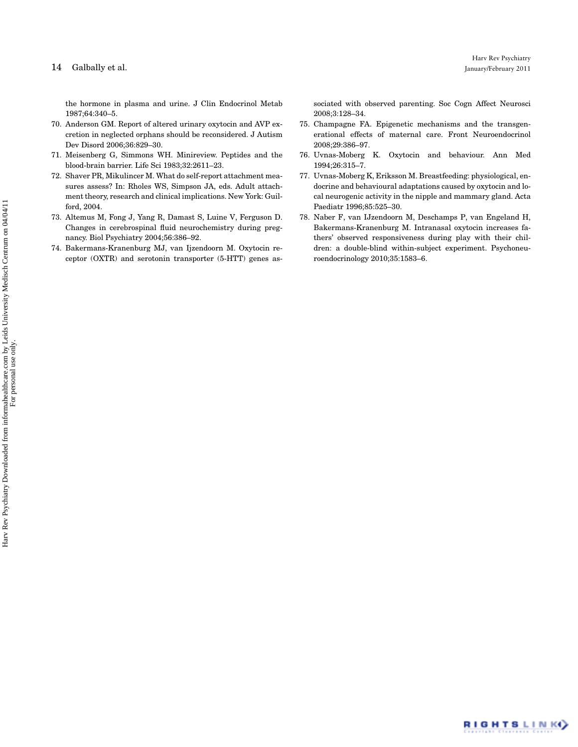the hormone in plasma and urine. J Clin Endocrinol Metab 1987;64:340–5.

70. Anderson GM. Report of altered urinary oxytocin and AVP excretion in neglected orphans should be reconsidered. J Autism Dev Disord 2006;36:829–30.
71. Meisenberg G, Simmons WH. Minireview. Peptides and the blood-brain barrier. Life Sci 1983;32:2611–23.
72. Shaver PR, Mikulincer M. What do self-report attachment measures assess? In: Rholes WS, Simpson JA, eds. Adult attachment theory, research and clinical implications. New York: Guilford, 2004.
73. Altemus M, Fong J, Yang R, Damast S, Luine V, Ferguson D. Changes in cerebrospinal fluid neurochemistry during pregnancy. Biol Psychiatry 2004;56:386–92.
74. Bakermans-Kranenburg MJ, van Ijzendoorn M. Oxytocin receptor (OXTR) and serotonin transporter (5-HTT) genes associated with observed parenting. Soc Cogn Affect Neurosci 2008;3:128–34.
75. Champagne FA. Epigenetic mechanisms and the transgenerational effects of maternal care. Front Neuroendocrinol 2008;29:386–97.
76. Uvnas-Moberg K. Oxytocin and behaviour. Ann Med 1994;26:315–7.
77. Uvnas-Moberg K, Eriksson M. Breastfeeding: physiological, endocrine and behavioural adaptations caused by oxytocin and local neurogenic activity in the nipple and mammary gland. Acta Paediatr 1996;85:525–30.
78. Naber F, van IJzendoorn M, Deschamps P, van Engeland H, Bakermans-Kranenburg M. Intranasal oxytocin increases fathers' observed responsiveness during play with their children: a double-blind within-subject experiment. Psychoneuroendocrinology 2010;35:1583–6.